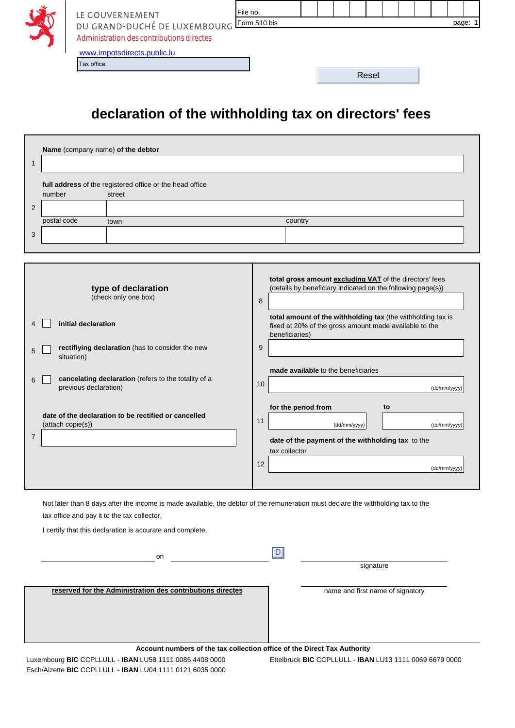LE GOUVERNEMENT
DU GRAND-DUCHÉ DE LUXEMBOURG
Administration des contributions directes

www.impotsdirects.public.lu

Tax office:

File no.

Form 510 bis

Reset

# declaration of the withholding tax on directors' fees

1 **Name** (company name) **of the debtor**

**full address** of the registered office or the head office

2 number | street

3 postal code | town | country

**type of declaration**
(check only one box)

4 ☐ **initial declaration**

5 ☐ **rectifiying declaration** (has to consider the new situation)

6 ☐ **cancelating declaration** (refers to the totality of a previous declaration)

7 **date of the declaration to be rectified or cancelled** (attach copie(s))

8 **total gross amount excluding VAT** of the directors' fees (details by beneficiary indicated on the following page(s))

9 **total amount of the withholding tax** (the withholding tax is fixed at 20% of the gross amount made available to the beneficiaries)

10 **made available** to the beneficiaries (dd/mm/yyyy)

11 **for the period from** (dd/mm/yyyy) **to** (dd/mm/yyyy)

12 **date of the payment of the withholding tax** to the tax collector (dd/mm/yyyy)

Not later than 8 days after the income is made available, the debtor of the remuneration must declare the withholding tax to the tax office and pay it to the tax collector.

I certify that this declaration is accurate and complete.

\_\_\_\_\_\_\_\_\_\_\_\_\_\_\_\_ on \_\_\_\_\_\_\_\_\_\_\_\_\_\_\_\_ D

\_\_\_\_\_\_\_\_\_\_\_\_\_\_\_\_
signature

\_\_\_\_\_\_\_\_\_\_\_\_\_\_\_\_
name and first name of signatory

**reserved for the Administration des contributions directes**

**Account numbers of the tax collection office of the Direct Tax Authority**

Luxembourg **BIC** CCPLLULL - **IBAN** LU58 1111 0085 4408 0000

Esch/Alzette **BIC** CCPLLULL - **IBAN** LU04 1111 0121 6035 0000

Ettelbruck **BIC** CCPLLULL - **IBAN** LU13 1111 0069 6679 0000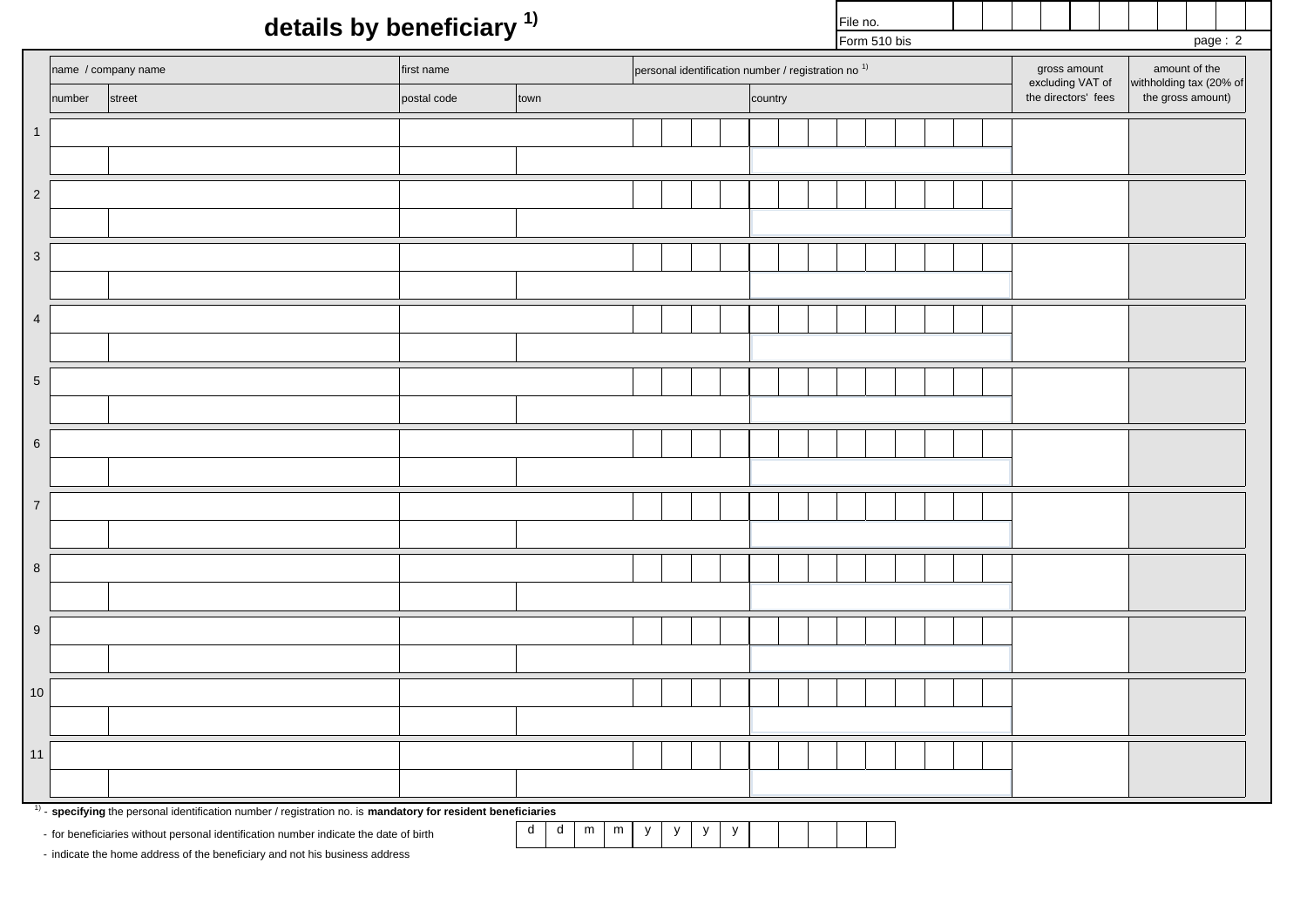# details by beneficiary [1]

| File no. | |
|---|---|
| Form 510 bis | page : 2 |

| | name / company name | | first name | | personal identification number / registration no [1] | | gross amount excluding VAT of the directors' fees | amount of the withholding tax (20% of the gross amount) |
|---|---|---|---|---|---|---|---|---|
| | number | street | postal code | town | country | | | |
| 1 | | | | | | | | |
| | | | | | | | | |
| 2 | | | | | | | | |
| | | | | | | | | |
| 3 | | | | | | | | |
| | | | | | | | | |
| 4 | | | | | | | | |
| | | | | | | | | |
| 5 | | | | | | | | |
| | | | | | | | | |
| 6 | | | | | | | | |
| | | | | | | | | |
| 7 | | | | | | | | |
| | | | | | | | | |
| 8 | | | | | | | | |
| | | | | | | | | |
| 9 | | | | | | | | |
| | | | | | | | | |
| 10 | | | | | | | | |
| | | | | | | | | |
| 11 | | | | | | | | |
| | | | | | | | | |

[1] - **specifying** the personal identification number / registration no. is **mandatory for resident beneficiaries**

- for beneficiaries without personal identification number indicate the date of birth

| d | d | m | m | y | y | y | y | | | | | |
|---|---|---|---|---|---|---|---|---|---|---|---|---|

- indicate the home address of the beneficiary and not his business address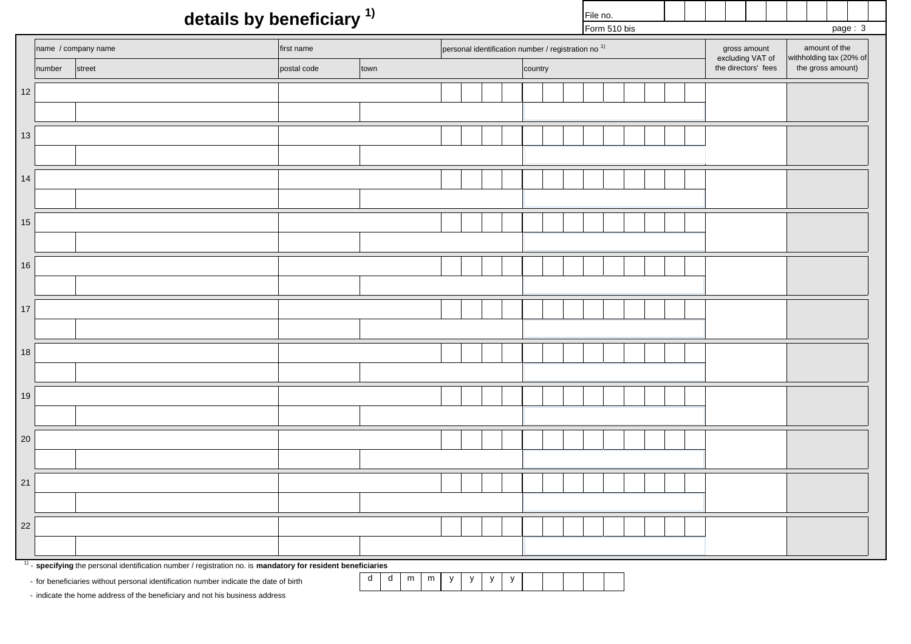# details by beneficiary [1)]

| File no. |
|---|
| Form 510 bis |

| | name / company name | | first name | | personal identification number / registration no [1)] | | gross amount excluding VAT of the directors' fees | amount of the withholding tax (20% of the gross amount) |
|---|---|---|---|---|---|---|---|---|
| | number | street | postal code | town | | country | | |
| 12 | | | | | | | | |
| | | | | | | | | |
| 13 | | | | | | | | |
| | | | | | | | | |
| 14 | | | | | | | | |
| | | | | | | | | |
| 15 | | | | | | | | |
| | | | | | | | | |
| 16 | | | | | | | | |
| | | | | | | | | |
| 17 | | | | | | | | |
| | | | | | | | | |
| 18 | | | | | | | | |
| | | | | | | | | |
| 19 | | | | | | | | |
| | | | | | | | | |
| 20 | | | | | | | | |
| | | | | | | | | |
| 21 | | | | | | | | |
| | | | | | | | | |
| 22 | | | | | | | | |
| | | | | | | | | |

[1)] - **specifying** the personal identification number / registration no. is **mandatory for resident beneficiaries**

- for beneficiaries without personal identification number indicate the date of birth

| d | d | m | m | y | y | y | y | | | | | |
|---|---|---|---|---|---|---|---|---|---|---|---|---|

- indicate the home address of the beneficiary and not his business address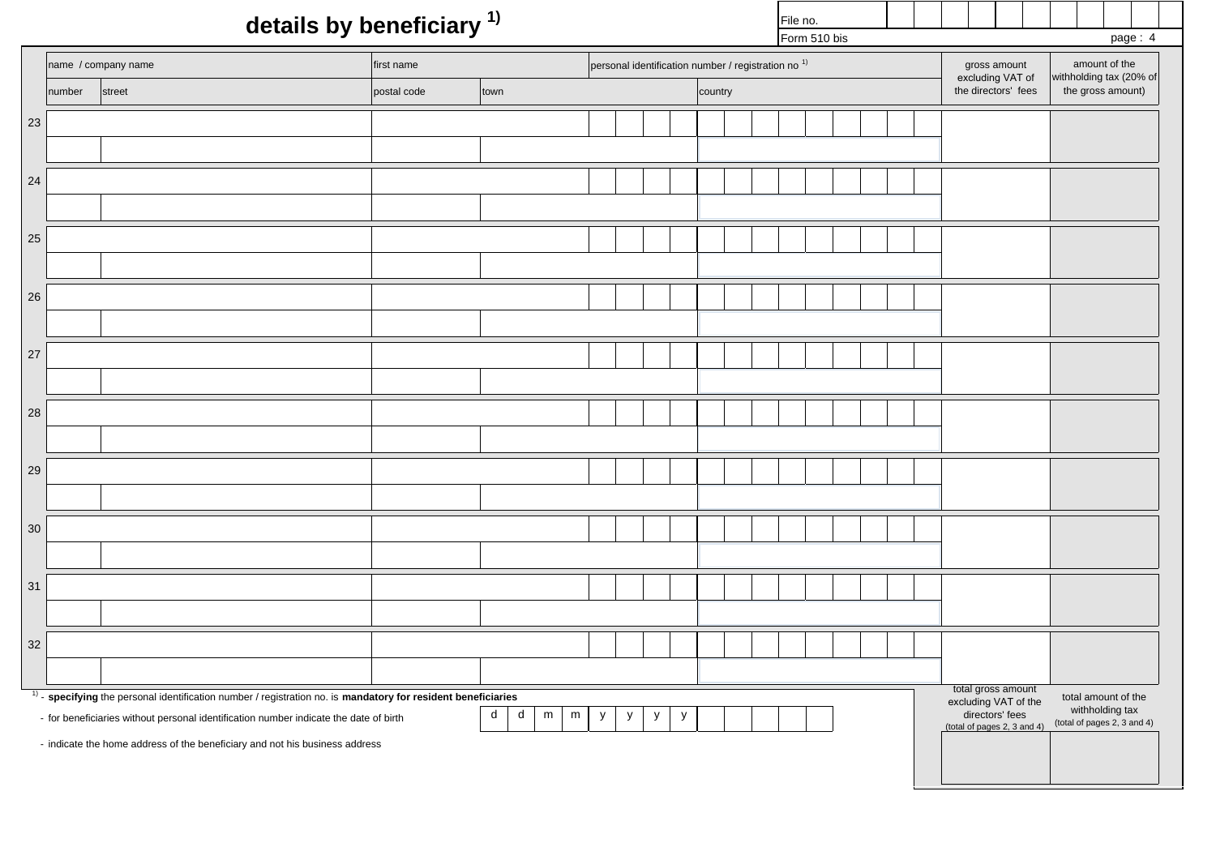# details by beneficiary [1)]

File no.

Form 510 bis

| | name / company name | first name | personal identification number / registration no [1)] | gross amount excluding VAT of the directors' fees | amount of the withholding tax (20% of the gross amount) |
|---|---|---|---|---|---|
| | number / street | postal code / town | country | | |
| 23 | | | | | |
| | | | | | |
| 24 | | | | | |
| | | | | | |
| 25 | | | | | |
| | | | | | |
| 26 | | | | | |
| | | | | | |
| 27 | | | | | |
| | | | | | |
| 28 | | | | | |
| | | | | | |
| 29 | | | | | |
| | | | | | |
| 30 | | | | | |
| | | | | | |
| 31 | | | | | |
| | | | | | |
| 32 | | | | | |
| | | | | | |

| total gross amount excluding VAT of the directors' fees (total of pages 2, 3 and 4) | total amount of the withholding tax (total of pages 2, 3 and 4) |
|---|---|
| | |

[1)] - **specifying** the personal identification number / registration no. is **mandatory for resident beneficiaries**

- for beneficiaries without personal identification number indicate the date of birth d d m m y y y y

- indicate the home address of the beneficiary and not his business address